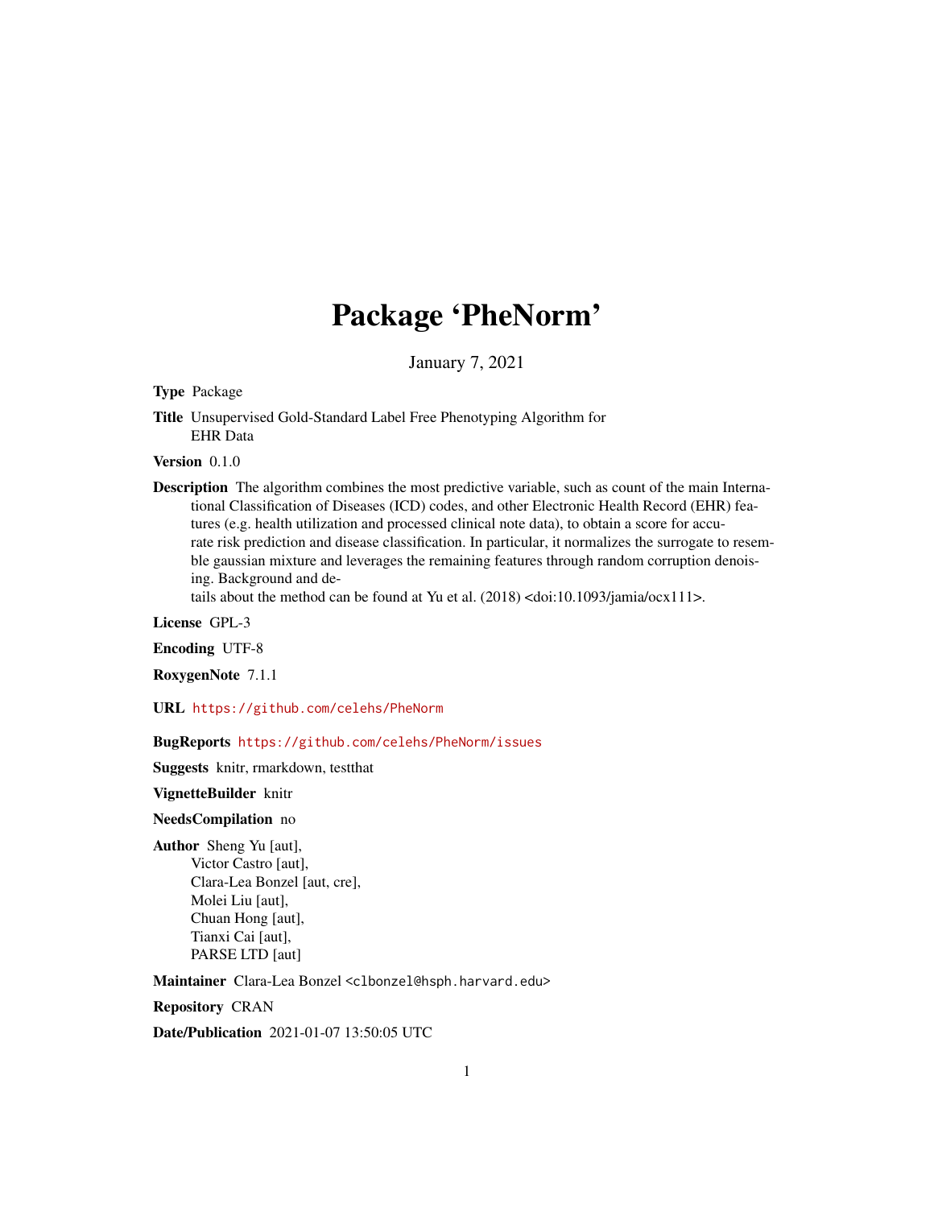# Package 'PheNorm'

January 7, 2021

**Type** Package

**Title** Unsupervised Gold-Standard Label Free Phenotyping Algorithm for EHR Data

**Version** 0.1.0

**Description** The algorithm combines the most predictive variable, such as count of the main International Classification of Diseases (ICD) codes, and other Electronic Health Record (EHR) features (e.g. health utilization and processed clinical note data), to obtain a score for accurate risk prediction and disease classification. In particular, it normalizes the surrogate to resemble gaussian mixture and leverages the remaining features through random corruption denoising. Background and details about the method can be found at Yu et al. (2018) <doi:10.1093/jamia/ocx111>.

**License** GPL-3

**Encoding** UTF-8

**RoxygenNote** 7.1.1

**URL** https://github.com/celehs/PheNorm

**BugReports** https://github.com/celehs/PheNorm/issues

**Suggests** knitr, rmarkdown, testthat

**VignetteBuilder** knitr

**NeedsCompilation** no

**Author** Sheng Yu [aut],
Victor Castro [aut],
Clara-Lea Bonzel [aut, cre],
Molei Liu [aut],
Chuan Hong [aut],
Tianxi Cai [aut],
PARSE LTD [aut]

**Maintainer** Clara-Lea Bonzel <clbonzel@hsph.harvard.edu>

**Repository** CRAN

**Date/Publication** 2021-01-07 13:50:05 UTC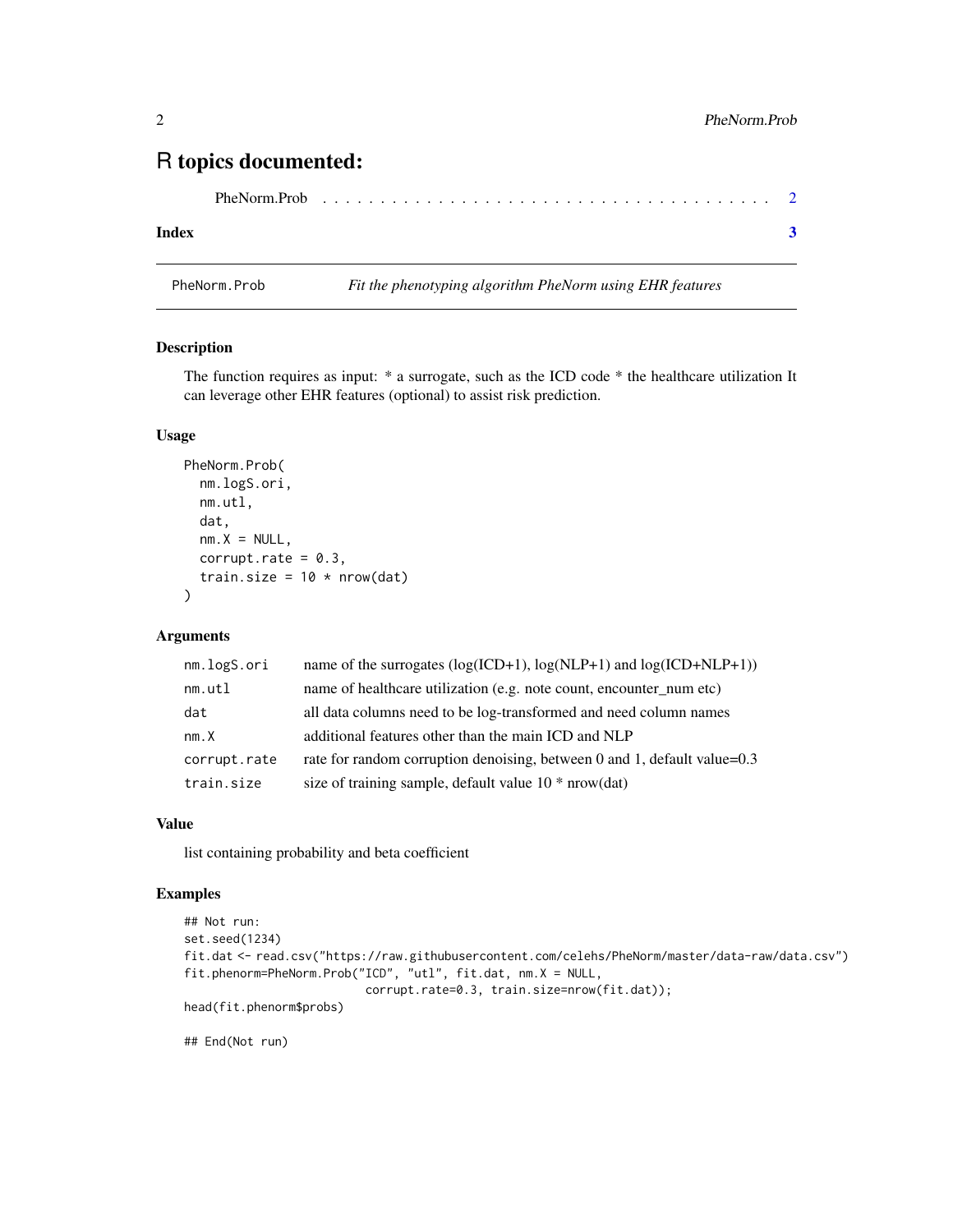# R topics documented:

PheNorm.Prob . . . . . . . . . . . . . . . . . . . . . . . . . . . . . . . . . . . . . 2

**Index** **3**

---

`PheNorm.Prob` *Fit the phenotyping algorithm PheNorm using EHR features*

---

## Description

The function requires as input: * a surrogate, such as the ICD code * the healthcare utilization It can leverage other EHR features (optional) to assist risk prediction.

## Usage

```
PheNorm.Prob(
  nm.logS.ori,
  nm.utl,
  dat,
  nm.X = NULL,
  corrupt.rate = 0.3,
  train.size = 10 * nrow(dat)
)
```

## Arguments

| | |
|---|---|
| `nm.logS.ori` | name of the surrogates (log(ICD+1), log(NLP+1) and log(ICD+NLP+1)) |
| `nm.utl` | name of healthcare utilization (e.g. note count, encounter_num etc) |
| `dat` | all data columns need to be log-transformed and need column names |
| `nm.X` | additional features other than the main ICD and NLP |
| `corrupt.rate` | rate for random corruption denoising, between 0 and 1, default value=0.3 |
| `train.size` | size of training sample, default value 10 * nrow(dat) |

## Value

list containing probability and beta coefficient

## Examples

```
## Not run:
set.seed(1234)
fit.dat <- read.csv("https://raw.githubusercontent.com/celehs/PheNorm/master/data-raw/data.csv")
fit.phenorm=PheNorm.Prob("ICD", "utl", fit.dat, nm.X = NULL,
                         corrupt.rate=0.3, train.size=nrow(fit.dat));
head(fit.phenorm$probs)

## End(Not run)
```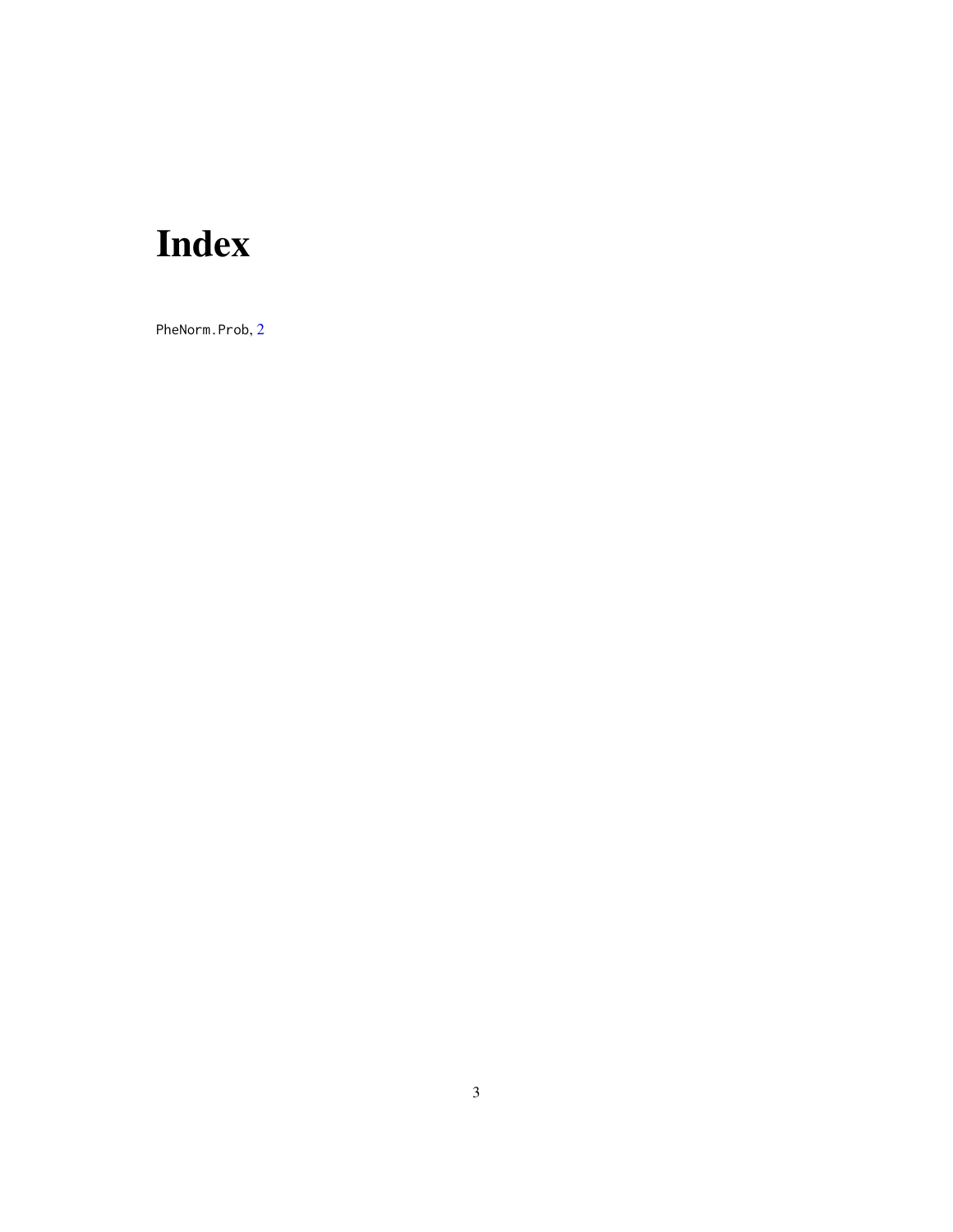# Index

`PheNorm.Prob`, 2